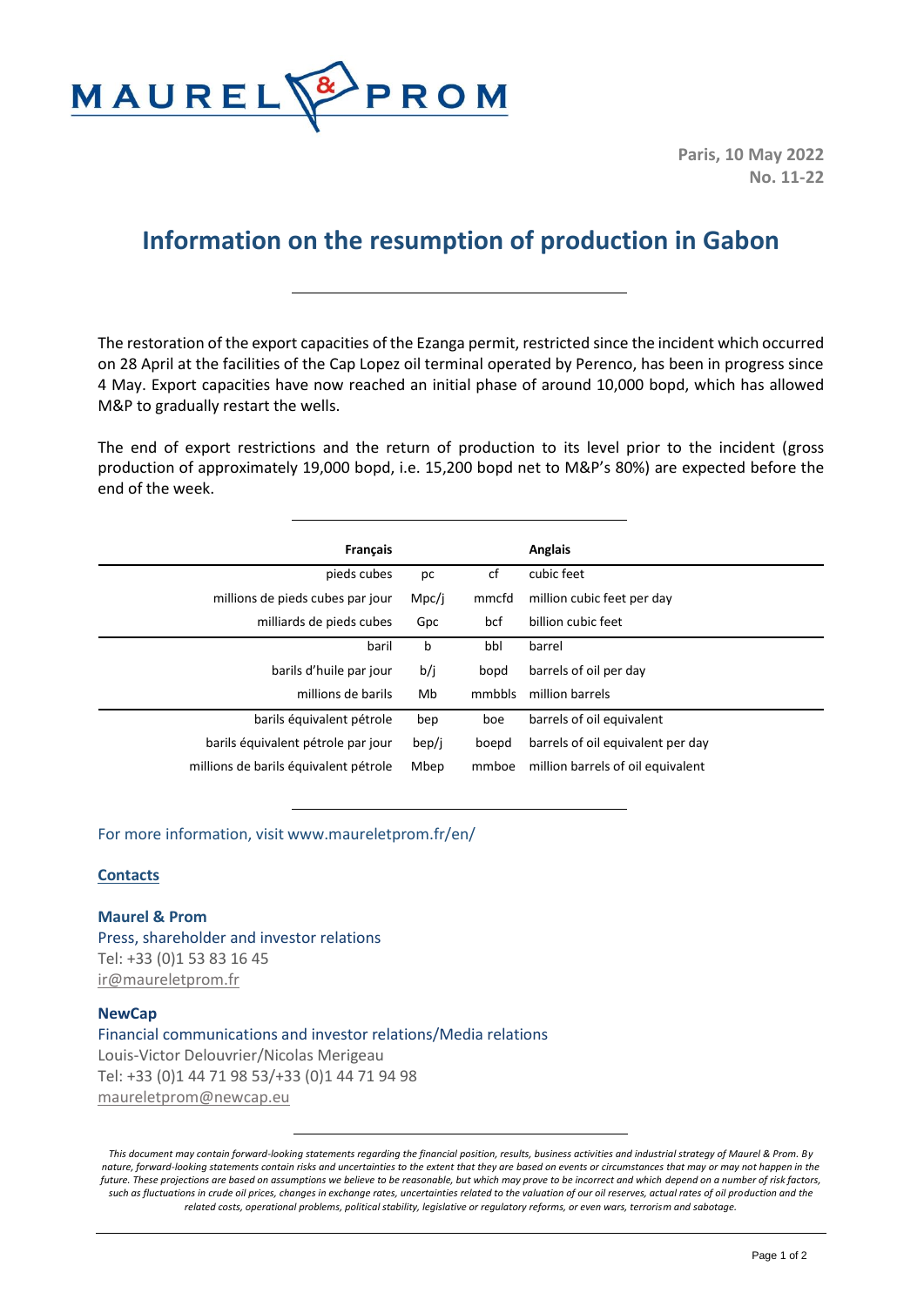MAUREL & PROM

**Paris, 10 May 2022**
**No. 11-22**

# Information on the resumption of production in Gabon

The restoration of the export capacities of the Ezanga permit, restricted since the incident which occurred on 28 April at the facilities of the Cap Lopez oil terminal operated by Perenco, has been in progress since 4 May. Export capacities have now reached an initial phase of around 10,000 bopd, which has allowed M&P to gradually restart the wells.

The end of export restrictions and the return of production to its level prior to the incident (gross production of approximately 19,000 bopd, i.e. 15,200 bopd net to M&P's 80%) are expected before the end of the week.

| Français | | | Anglais |
|---|---|---|---|
| pieds cubes | pc | cf | cubic feet |
| millions de pieds cubes par jour | Mpc/j | mmcfd | million cubic feet per day |
| milliards de pieds cubes | Gpc | bcf | billion cubic feet |
| baril | b | bbl | barrel |
| barils d'huile par jour | b/j | bopd | barrels of oil per day |
| millions de barils | Mb | mmbbls | million barrels |
| barils équivalent pétrole | bep | boe | barrels of oil equivalent |
| barils équivalent pétrole par jour | bep/j | boepd | barrels of oil equivalent per day |
| millions de barils équivalent pétrole | Mbep | mmboe | million barrels of oil equivalent |

For more information, visit www.maureletprom.fr/en/

**Contacts**

**Maurel & Prom**
Press, shareholder and investor relations
Tel: +33 (0)1 53 83 16 45
ir@maureletprom.fr

**NewCap**
Financial communications and investor relations/Media relations
Louis-Victor Delouvrier/Nicolas Merigeau
Tel: +33 (0)1 44 71 98 53/+33 (0)1 44 71 94 98
maureletprom@newcap.eu

*This document may contain forward-looking statements regarding the financial position, results, business activities and industrial strategy of Maurel & Prom. By nature, forward-looking statements contain risks and uncertainties to the extent that they are based on events or circumstances that may or may not happen in the future. These projections are based on assumptions we believe to be reasonable, but which may prove to be incorrect and which depend on a number of risk factors, such as fluctuations in crude oil prices, changes in exchange rates, uncertainties related to the valuation of our oil reserves, actual rates of oil production and the related costs, operational problems, political stability, legislative or regulatory reforms, or even wars, terrorism and sabotage.*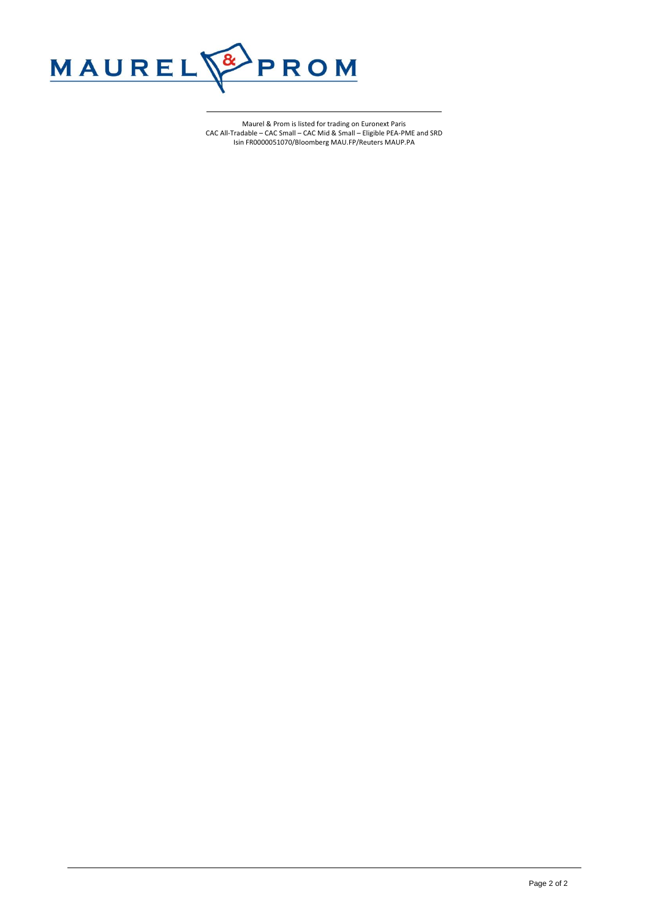Maurel & Prom is listed for trading on Euronext Paris
CAC All-Tradable – CAC Small – CAC Mid & Small – Eligible PEA-PME and SRD
Isin FR0000051070/Bloomberg MAU.FP/Reuters MAUP.PA